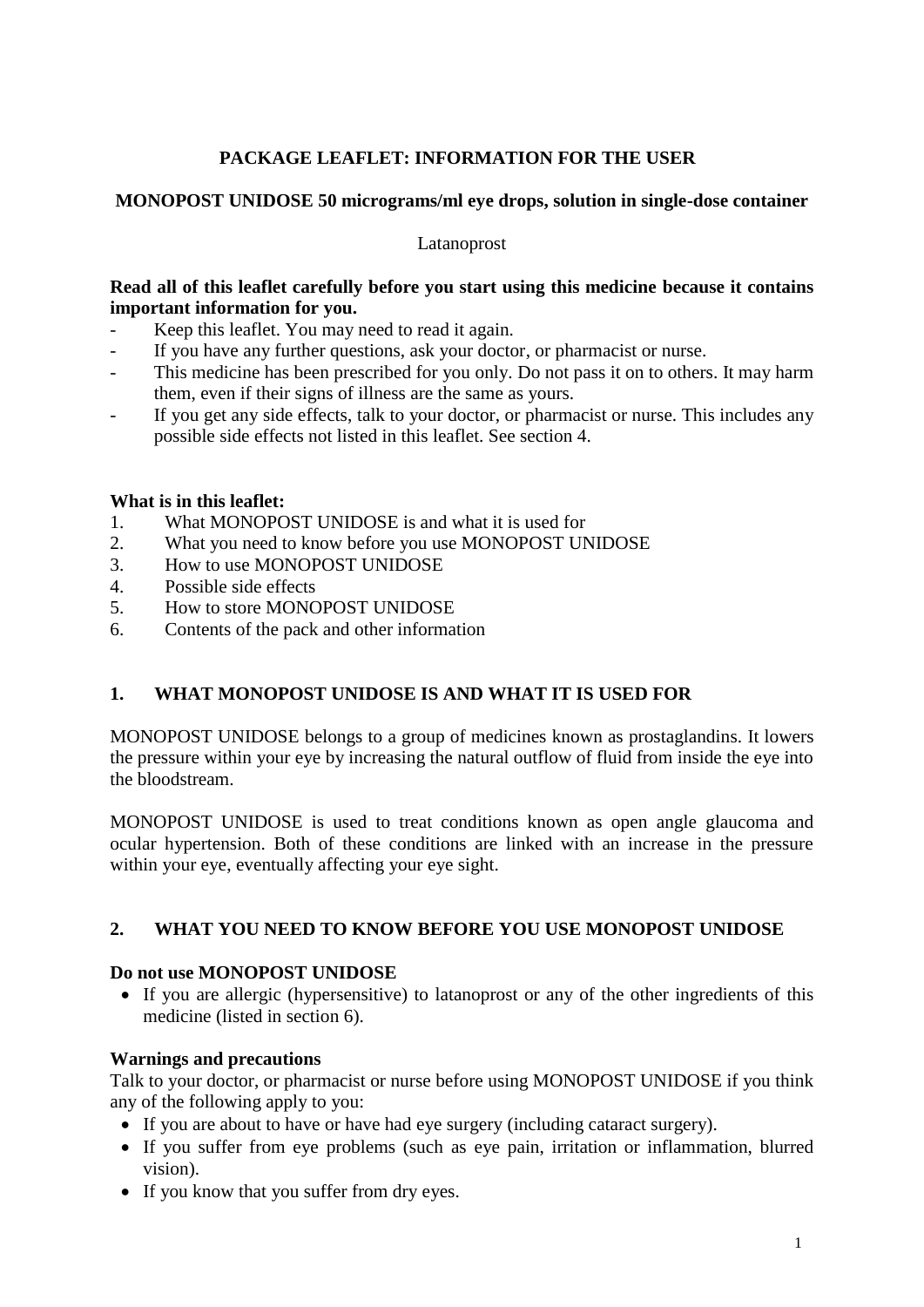# PACKAGE LEAFLET: INFORMATION FOR THE USER

## MONOPOST UNIDOSE 50 micrograms/ml eye drops, solution in single-dose container

Latanoprost

**Read all of this leaflet carefully before you start using this medicine because it contains important information for you.**

- Keep this leaflet. You may need to read it again.
- If you have any further questions, ask your doctor, or pharmacist or nurse.
- This medicine has been prescribed for you only. Do not pass it on to others. It may harm them, even if their signs of illness are the same as yours.
- If you get any side effects, talk to your doctor, or pharmacist or nurse. This includes any possible side effects not listed in this leaflet. See section 4.

**What is in this leaflet:**

1. What MONOPOST UNIDOSE is and what it is used for
2. What you need to know before you use MONOPOST UNIDOSE
3. How to use MONOPOST UNIDOSE
4. Possible side effects
5. How to store MONOPOST UNIDOSE
6. Contents of the pack and other information

## 1. WHAT MONOPOST UNIDOSE IS AND WHAT IT IS USED FOR

MONOPOST UNIDOSE belongs to a group of medicines known as prostaglandins. It lowers the pressure within your eye by increasing the natural outflow of fluid from inside the eye into the bloodstream.

MONOPOST UNIDOSE is used to treat conditions known as open angle glaucoma and ocular hypertension. Both of these conditions are linked with an increase in the pressure within your eye, eventually affecting your eye sight.

## 2. WHAT YOU NEED TO KNOW BEFORE YOU USE MONOPOST UNIDOSE

**Do not use MONOPOST UNIDOSE**

- If you are allergic (hypersensitive) to latanoprost or any of the other ingredients of this medicine (listed in section 6).

**Warnings and precautions**

Talk to your doctor, or pharmacist or nurse before using MONOPOST UNIDOSE if you think any of the following apply to you:

- If you are about to have or have had eye surgery (including cataract surgery).
- If you suffer from eye problems (such as eye pain, irritation or inflammation, blurred vision).
- If you know that you suffer from dry eyes.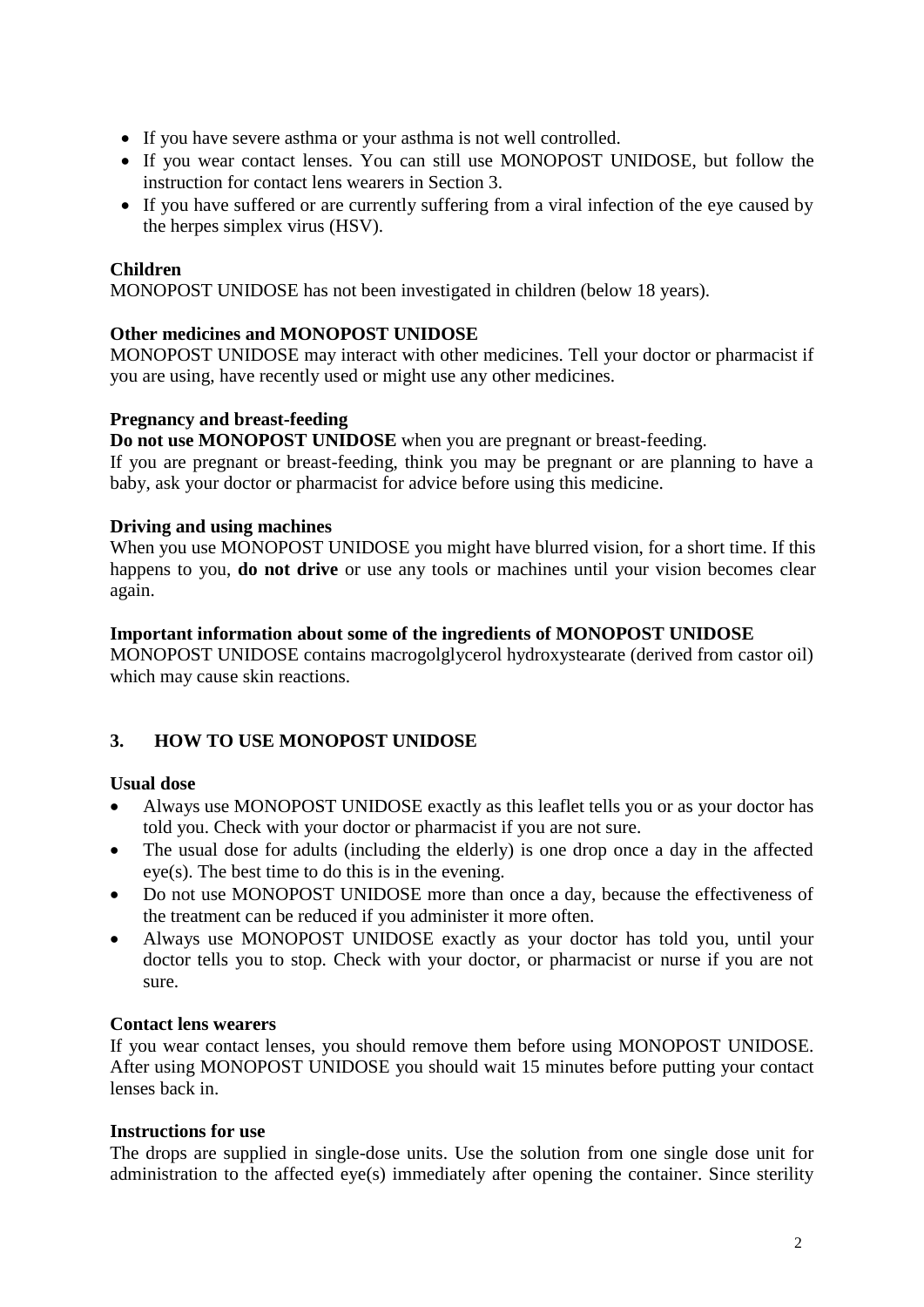- If you have severe asthma or your asthma is not well controlled.
- If you wear contact lenses. You can still use MONOPOST UNIDOSE, but follow the instruction for contact lens wearers in Section 3.
- If you have suffered or are currently suffering from a viral infection of the eye caused by the herpes simplex virus (HSV).

**Children**
MONOPOST UNIDOSE has not been investigated in children (below 18 years).

**Other medicines and MONOPOST UNIDOSE**
MONOPOST UNIDOSE may interact with other medicines. Tell your doctor or pharmacist if you are using, have recently used or might use any other medicines.

**Pregnancy and breast-feeding**
**Do not use MONOPOST UNIDOSE** when you are pregnant or breast-feeding.
If you are pregnant or breast-feeding, think you may be pregnant or are planning to have a baby, ask your doctor or pharmacist for advice before using this medicine.

**Driving and using machines**
When you use MONOPOST UNIDOSE you might have blurred vision, for a short time. If this happens to you, **do not drive** or use any tools or machines until your vision becomes clear again.

**Important information about some of the ingredients of MONOPOST UNIDOSE**
MONOPOST UNIDOSE contains macrogolglycerol hydroxystearate (derived from castor oil) which may cause skin reactions.

## 3. HOW TO USE MONOPOST UNIDOSE

**Usual dose**

- Always use MONOPOST UNIDOSE exactly as this leaflet tells you or as your doctor has told you. Check with your doctor or pharmacist if you are not sure.
- The usual dose for adults (including the elderly) is one drop once a day in the affected eye(s). The best time to do this is in the evening.
- Do not use MONOPOST UNIDOSE more than once a day, because the effectiveness of the treatment can be reduced if you administer it more often.
- Always use MONOPOST UNIDOSE exactly as your doctor has told you, until your doctor tells you to stop. Check with your doctor, or pharmacist or nurse if you are not sure.

**Contact lens wearers**
If you wear contact lenses, you should remove them before using MONOPOST UNIDOSE. After using MONOPOST UNIDOSE you should wait 15 minutes before putting your contact lenses back in.

**Instructions for use**
The drops are supplied in single-dose units. Use the solution from one single dose unit for administration to the affected eye(s) immediately after opening the container. Since sterility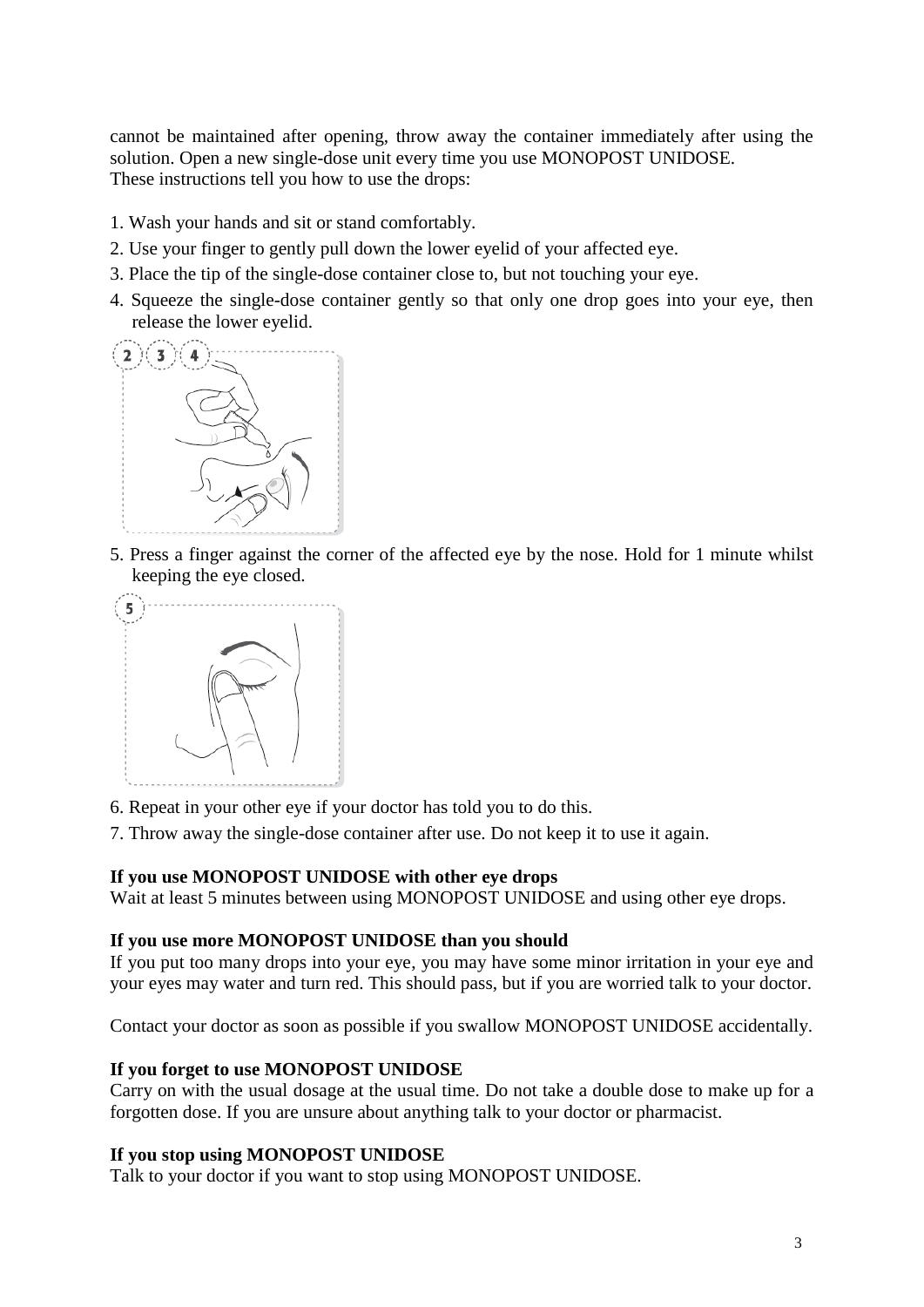cannot be maintained after opening, throw away the container immediately after using the solution. Open a new single-dose unit every time you use MONOPOST UNIDOSE.
These instructions tell you how to use the drops:

1. Wash your hands and sit or stand comfortably.
2. Use your finger to gently pull down the lower eyelid of your affected eye.
3. Place the tip of the single-dose container close to, but not touching your eye.
4. Squeeze the single-dose container gently so that only one drop goes into your eye, then release the lower eyelid.
5. Press a finger against the corner of the affected eye by the nose. Hold for 1 minute whilst keeping the eye closed.
6. Repeat in your other eye if your doctor has told you to do this.
7. Throw away the single-dose container after use. Do not keep it to use it again.

**If you use MONOPOST UNIDOSE with other eye drops**
Wait at least 5 minutes between using MONOPOST UNIDOSE and using other eye drops.

**If you use more MONOPOST UNIDOSE than you should**
If you put too many drops into your eye, you may have some minor irritation in your eye and your eyes may water and turn red. This should pass, but if you are worried talk to your doctor.

Contact your doctor as soon as possible if you swallow MONOPOST UNIDOSE accidentally.

**If you forget to use MONOPOST UNIDOSE**
Carry on with the usual dosage at the usual time. Do not take a double dose to make up for a forgotten dose. If you are unsure about anything talk to your doctor or pharmacist.

**If you stop using MONOPOST UNIDOSE**
Talk to your doctor if you want to stop using MONOPOST UNIDOSE.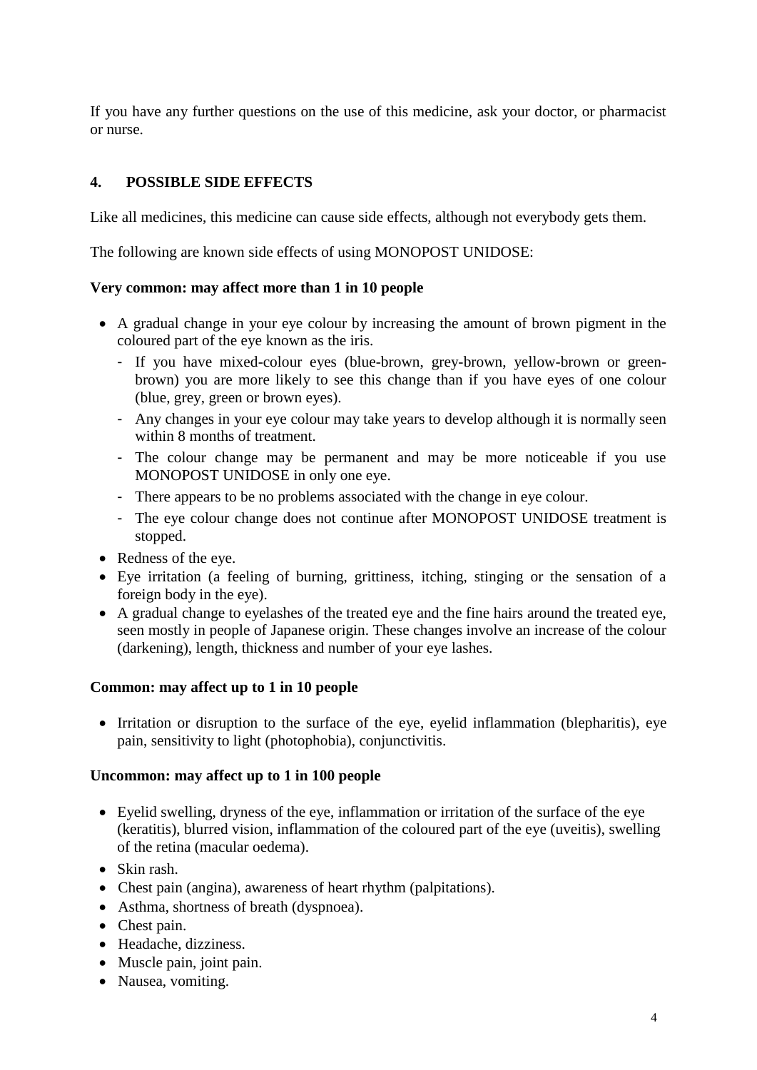If you have any further questions on the use of this medicine, ask your doctor, or pharmacist or nurse.

## 4. POSSIBLE SIDE EFFECTS

Like all medicines, this medicine can cause side effects, although not everybody gets them.

The following are known side effects of using MONOPOST UNIDOSE:

**Very common: may affect more than 1 in 10 people**

- A gradual change in your eye colour by increasing the amount of brown pigment in the coloured part of the eye known as the iris.
  - If you have mixed-colour eyes (blue-brown, grey-brown, yellow-brown or green-brown) you are more likely to see this change than if you have eyes of one colour (blue, grey, green or brown eyes).
  - Any changes in your eye colour may take years to develop although it is normally seen within 8 months of treatment.
  - The colour change may be permanent and may be more noticeable if you use MONOPOST UNIDOSE in only one eye.
  - There appears to be no problems associated with the change in eye colour.
  - The eye colour change does not continue after MONOPOST UNIDOSE treatment is stopped.
- Redness of the eye.
- Eye irritation (a feeling of burning, grittiness, itching, stinging or the sensation of a foreign body in the eye).
- A gradual change to eyelashes of the treated eye and the fine hairs around the treated eye, seen mostly in people of Japanese origin. These changes involve an increase of the colour (darkening), length, thickness and number of your eye lashes.

**Common: may affect up to 1 in 10 people**

- Irritation or disruption to the surface of the eye, eyelid inflammation (blepharitis), eye pain, sensitivity to light (photophobia), conjunctivitis.

**Uncommon: may affect up to 1 in 100 people**

- Eyelid swelling, dryness of the eye, inflammation or irritation of the surface of the eye (keratitis), blurred vision, inflammation of the coloured part of the eye (uveitis), swelling of the retina (macular oedema).
- Skin rash.
- Chest pain (angina), awareness of heart rhythm (palpitations).
- Asthma, shortness of breath (dyspnoea).
- Chest pain.
- Headache, dizziness.
- Muscle pain, joint pain.
- Nausea, vomiting.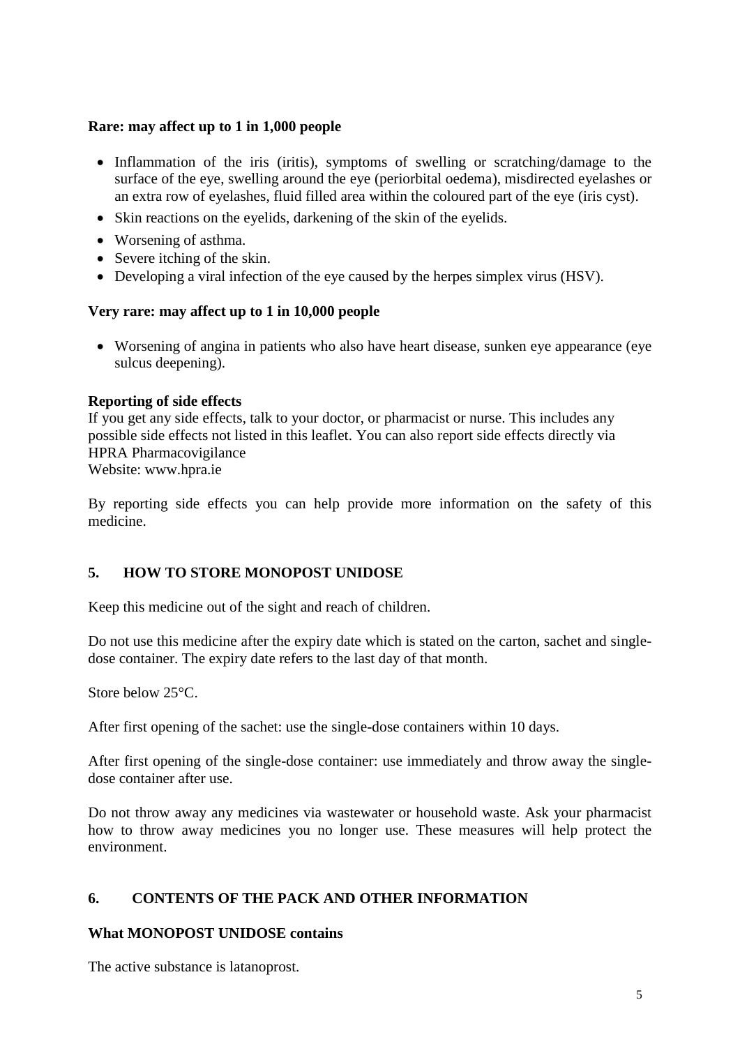**Rare: may affect up to 1 in 1,000 people**

- Inflammation of the iris (iritis), symptoms of swelling or scratching/damage to the surface of the eye, swelling around the eye (periorbital oedema), misdirected eyelashes or an extra row of eyelashes, fluid filled area within the coloured part of the eye (iris cyst).
- Skin reactions on the eyelids, darkening of the skin of the eyelids.
- Worsening of asthma.
- Severe itching of the skin.
- Developing a viral infection of the eye caused by the herpes simplex virus (HSV).

**Very rare: may affect up to 1 in 10,000 people**

- Worsening of angina in patients who also have heart disease, sunken eye appearance (eye sulcus deepening).

**Reporting of side effects**

If you get any side effects, talk to your doctor, or pharmacist or nurse. This includes any possible side effects not listed in this leaflet. You can also report side effects directly via HPRA Pharmacovigilance
Website: www.hpra.ie

By reporting side effects you can help provide more information on the safety of this medicine.

## 5. HOW TO STORE MONOPOST UNIDOSE

Keep this medicine out of the sight and reach of children.

Do not use this medicine after the expiry date which is stated on the carton, sachet and single-dose container. The expiry date refers to the last day of that month.

Store below 25°C.

After first opening of the sachet: use the single-dose containers within 10 days.

After first opening of the single-dose container: use immediately and throw away the single-dose container after use.

Do not throw away any medicines via wastewater or household waste. Ask your pharmacist how to throw away medicines you no longer use. These measures will help protect the environment.

## 6. CONTENTS OF THE PACK AND OTHER INFORMATION

**What MONOPOST UNIDOSE contains**

The active substance is latanoprost.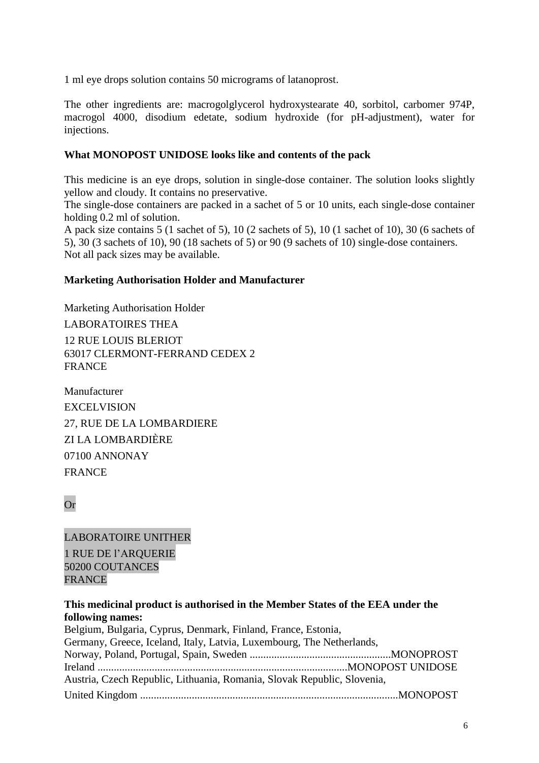1 ml eye drops solution contains 50 micrograms of latanoprost.

The other ingredients are: macrogolglycerol hydroxystearate 40, sorbitol, carbomer 974P, macrogol 4000, disodium edetate, sodium hydroxide (for pH-adjustment), water for injections.

**What MONOPOST UNIDOSE looks like and contents of the pack**

This medicine is an eye drops, solution in single-dose container. The solution looks slightly yellow and cloudy. It contains no preservative.
The single-dose containers are packed in a sachet of 5 or 10 units, each single-dose container holding 0.2 ml of solution.
A pack size contains 5 (1 sachet of 5), 10 (2 sachets of 5), 10 (1 sachet of 10), 30 (6 sachets of 5), 30 (3 sachets of 10), 90 (18 sachets of 5) or 90 (9 sachets of 10) single-dose containers.
Not all pack sizes may be available.

**Marketing Authorisation Holder and Manufacturer**

Marketing Authorisation Holder

LABORATOIRES THEA

12 RUE LOUIS BLERIOT
63017 CLERMONT-FERRAND CEDEX 2
FRANCE

Manufacturer

EXCELVISION

27, RUE DE LA LOMBARDIERE

ZI LA LOMBARDIÈRE

07100 ANNONAY

FRANCE

Or

LABORATOIRE UNITHER

1 RUE DE l'ARQUERIE
50200 COUTANCES
FRANCE

**This medicinal product is authorised in the Member States of the EEA under the following names:**

Belgium, Bulgaria, Cyprus, Denmark, Finland, France, Estonia,
Germany, Greece, Iceland, Italy, Latvia, Luxembourg, The Netherlands,
Norway, Poland, Portugal, Spain, Sweden ....................................................MONOPROST
Ireland ............................................................................................MONOPOST UNIDOSE
Austria, Czech Republic, Lithuania, Romania, Slovak Republic, Slovenia,
United Kingdom ..............................................................................................MONOPOST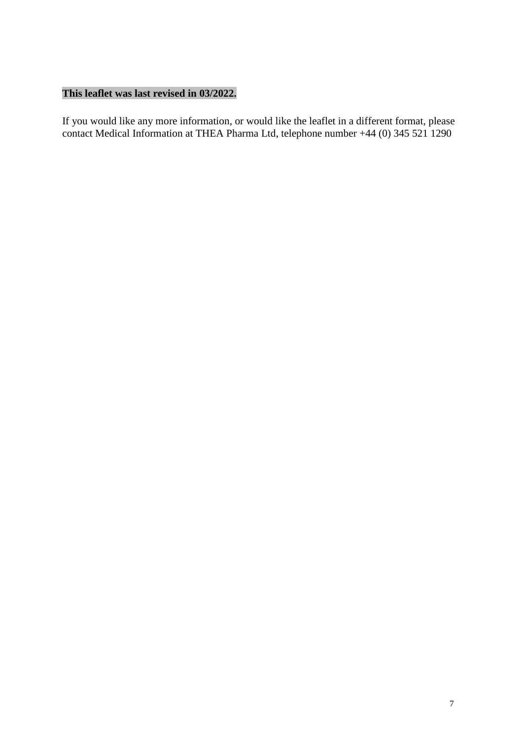**This leaflet was last revised in 03/2022.**

If you would like any more information, or would like the leaflet in a different format, please contact Medical Information at THEA Pharma Ltd, telephone number +44 (0) 345 521 1290